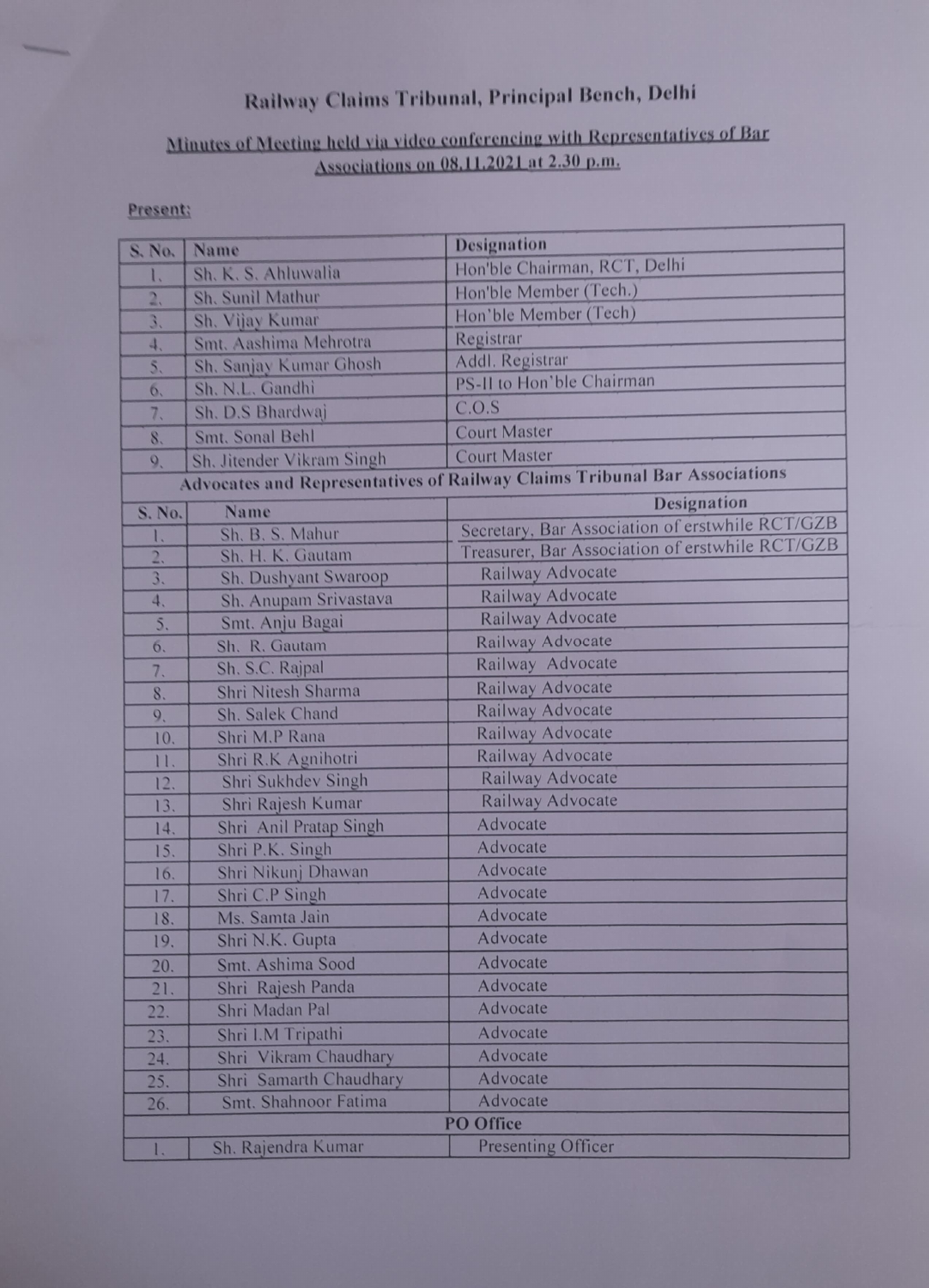# Railway Claims Tribunal, Principal Bench, Delhi

**Minutes of Meeting held via video conferencing with Representatives of Bar Associations on 08.11.2021 at 2.30 p.m.**

**Present:**

| S. No. | Name | Designation |
|---|---|---|
| 1. | Sh. K. S. Ahluwalia | Hon'ble Chairman, RCT, Delhi |
| 2. | Sh. Sunil Mathur | Hon'ble Member (Tech.) |
| 3. | Sh. Vijay Kumar | Hon'ble Member (Tech) |
| 4. | Smt. Aashima Mehrotra | Registrar |
| 5. | Sh. Sanjay Kumar Ghosh | Addl. Registrar |
| 6. | Sh. N.L. Gandhi | PS-II to Hon'ble Chairman |
| 7. | Sh. D.S Bhardwaj | C.O.S |
| 8. | Smt. Sonal Behl | Court Master |
| 9. | Sh. Jitender Vikram Singh | Court Master |
| **Advocates and Representatives of Railway Claims Tribunal Bar Associations** | | |
| **S. No.** | **Name** | **Designation** |
| 1. | Sh. B. S. Mahur | Secretary, Bar Association of erstwhile RCT/GZB |
| 2. | Sh. H. K. Gautam | Treasurer, Bar Association of erstwhile RCT/GZB |
| 3. | Sh. Dushyant Swaroop | Railway Advocate |
| 4. | Sh. Anupam Srivastava | Railway Advocate |
| 5. | Smt. Anju Bagai | Railway Advocate |
| 6. | Sh. R. Gautam | Railway Advocate |
| 7. | Sh. S.C. Rajpal | Railway Advocate |
| 8. | Shri Nitesh Sharma | Railway Advocate |
| 9. | Sh. Salek Chand | Railway Advocate |
| 10. | Shri M.P Rana | Railway Advocate |
| 11. | Shri R.K Agnihotri | Railway Advocate |
| 12. | Shri Sukhdev Singh | Railway Advocate |
| 13. | Shri Rajesh Kumar | Railway Advocate |
| 14. | Shri Anil Pratap Singh | Advocate |
| 15. | Shri P.K. Singh | Advocate |
| 16. | Shri Nikunj Dhawan | Advocate |
| 17. | Shri C.P Singh | Advocate |
| 18. | Ms. Samta Jain | Advocate |
| 19. | Shri N.K. Gupta | Advocate |
| 20. | Smt. Ashima Sood | Advocate |
| 21. | Shri Rajesh Panda | Advocate |
| 22. | Shri Madan Pal | Advocate |
| 23. | Shri I.M Tripathi | Advocate |
| 24. | Shri Vikram Chaudhary | Advocate |
| 25. | Shri Samarth Chaudhary | Advocate |
| 26. | Smt. Shahnoor Fatima | Advocate |
| **PO Office** | | |
| 1. | Sh. Rajendra Kumar | Presenting Officer |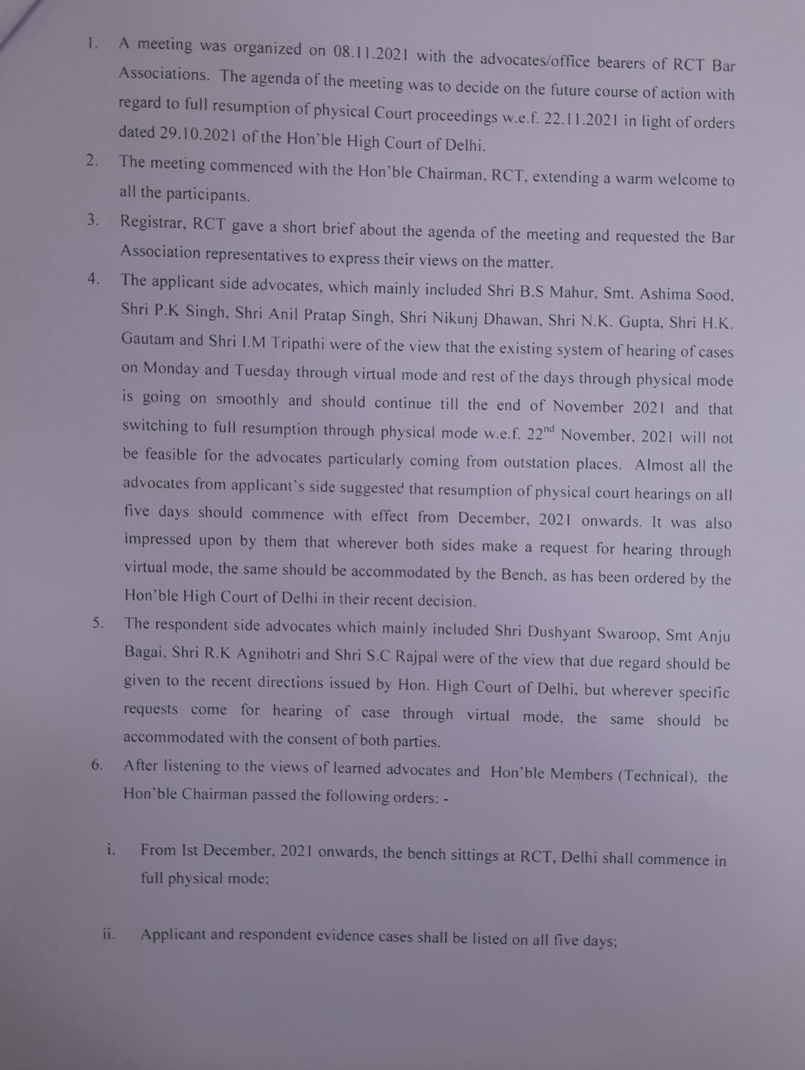1. A meeting was organized on 08.11.2021 with the advocates/office bearers of RCT Bar Associations. The agenda of the meeting was to decide on the future course of action with regard to full resumption of physical Court proceedings w.e.f. 22.11.2021 in light of orders dated 29.10.2021 of the Hon'ble High Court of Delhi.
2. The meeting commenced with the Hon'ble Chairman, RCT, extending a warm welcome to all the participants.
3. Registrar, RCT gave a short brief about the agenda of the meeting and requested the Bar Association representatives to express their views on the matter.
4. The applicant side advocates, which mainly included Shri B.S Mahur, Smt. Ashima Sood, Shri P.K Singh, Shri Anil Pratap Singh, Shri Nikunj Dhawan, Shri N.K. Gupta, Shri H.K. Gautam and Shri I.M Tripathi were of the view that the existing system of hearing of cases on Monday and Tuesday through virtual mode and rest of the days through physical mode is going on smoothly and should continue till the end of November 2021 and that switching to full resumption through physical mode w.e.f. 22nd November, 2021 will not be feasible for the advocates particularly coming from outstation places. Almost all the advocates from applicant's side suggested that resumption of physical court hearings on all five days should commence with effect from December, 2021 onwards. It was also impressed upon by them that wherever both sides make a request for hearing through virtual mode, the same should be accommodated by the Bench, as has been ordered by the Hon'ble High Court of Delhi in their recent decision.
5. The respondent side advocates which mainly included Shri Dushyant Swaroop, Smt Anju Bagai, Shri R.K Agnihotri and Shri S.C Rajpal were of the view that due regard should be given to the recent directions issued by Hon. High Court of Delhi, but wherever specific requests come for hearing of case through virtual mode, the same should be accommodated with the consent of both parties.
6. After listening to the views of learned advocates and Hon'ble Members (Technical), the Hon'ble Chairman passed the following orders: -

   i. From Ist December, 2021 onwards, the bench sittings at RCT, Delhi shall commence in full physical mode;

   ii. Applicant and respondent evidence cases shall be listed on all five days;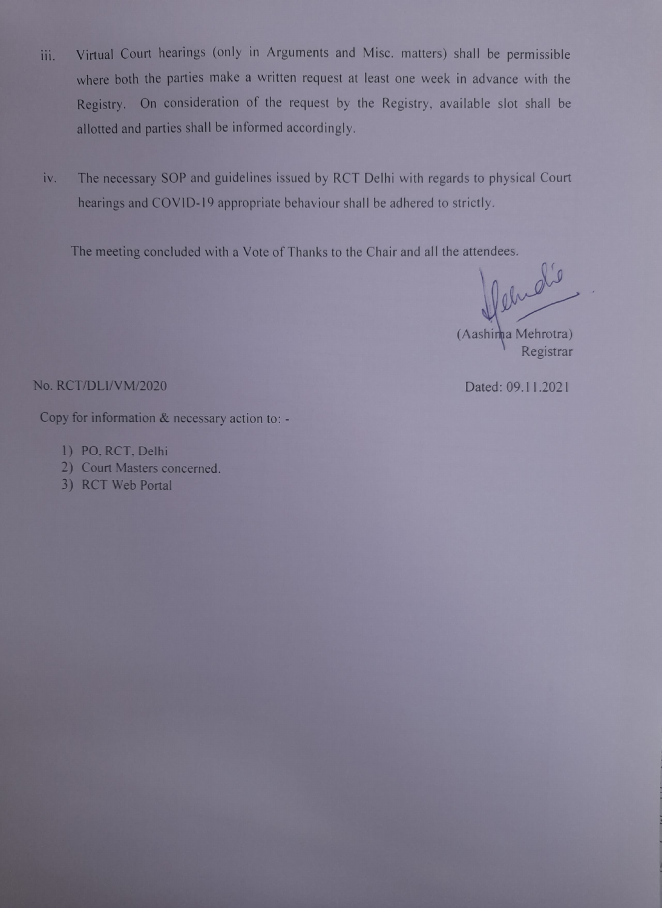iii. Virtual Court hearings (only in Arguments and Misc. matters) shall be permissible where both the parties make a written request at least one week in advance with the Registry. On consideration of the request by the Registry, available slot shall be allotted and parties shall be informed accordingly.

iv. The necessary SOP and guidelines issued by RCT Delhi with regards to physical Court hearings and COVID-19 appropriate behaviour shall be adhered to strictly.

The meeting concluded with a Vote of Thanks to the Chair and all the attendees.

(Aashima Mehrotra)
Registrar

No. RCT/DLI/VM/2020

Dated: 09.11.2021

Copy for information & necessary action to: -

1) PO, RCT, Delhi
2) Court Masters concerned.
3) RCT Web Portal